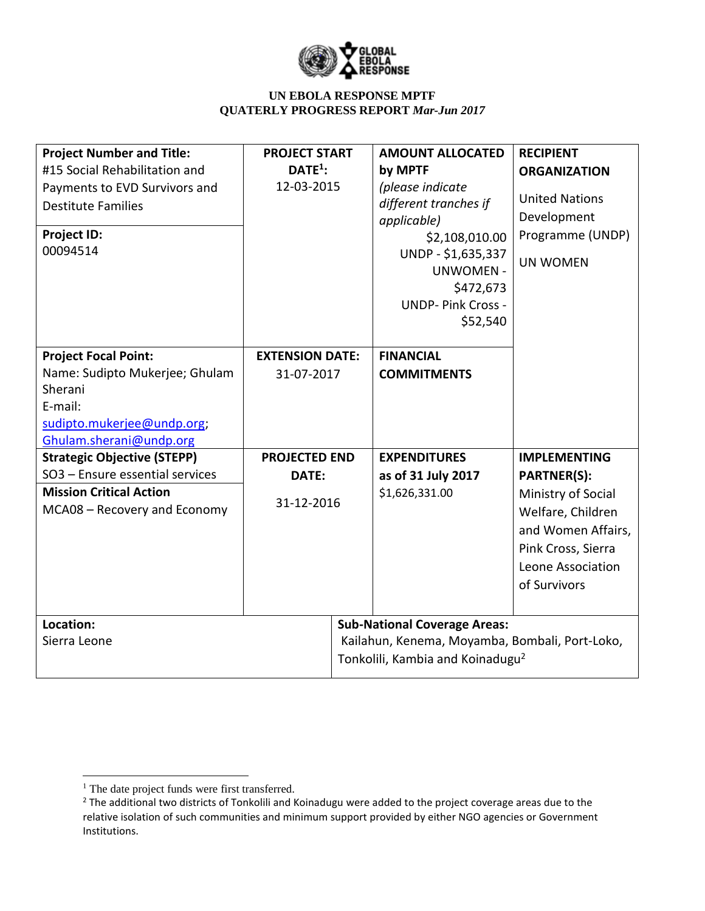UN EBOLA RESPONSE MPTF
QUATERLY PROGRESS REPORT *Mar-Jun 2017*

| **Project Number and Title:** #15 Social Rehabilitation and Payments to EVD Survivors and Destitute Families<br><br>**Project ID:** 00094514 | **PROJECT START DATE[1]:** 12-03-2015 | **AMOUNT ALLOCATED by MPTF** *(please indicate different tranches if applicable)* $2,108,010.00 UNDP - $1,635,337 UNWOMEN - $472,673 UNDP- Pink Cross - $52,540 | **RECIPIENT ORGANIZATION** United Nations Development Programme (UNDP)<br><br>UN WOMEN |
|---|---|---|---|
| **Project Focal Point:** Name: Sudipto Mukerjee; Ghulam Sherani E-mail: sudipto.mukerjee@undp.org; Ghulam.sherani@undp.org | **EXTENSION DATE:** 31-07-2017 | **FINANCIAL COMMITMENTS** | |
| **Strategic Objective (STEPP)** SO3 – Ensure essential services<br><br>**Mission Critical Action** MCA08 – Recovery and Economy | **PROJECTED END DATE:** 31-12-2016 | **EXPENDITURES as of 31 July 2017** $1,626,331.00 | **IMPLEMENTING PARTNER(S):** Ministry of Social Welfare, Children and Women Affairs, Pink Cross, Sierra Leone Association of Survivors |
| **Location:** Sierra Leone | **Sub-National Coverage Areas:** Kailahun, Kenema, Moyamba, Bombali, Port-Loko, Tonkolili, Kambia and Koinadugu[2] | | |

[1] The date project funds were first transferred.

[2] The additional two districts of Tonkolili and Koinadugu were added to the project coverage areas due to the relative isolation of such communities and minimum support provided by either NGO agencies or Government Institutions.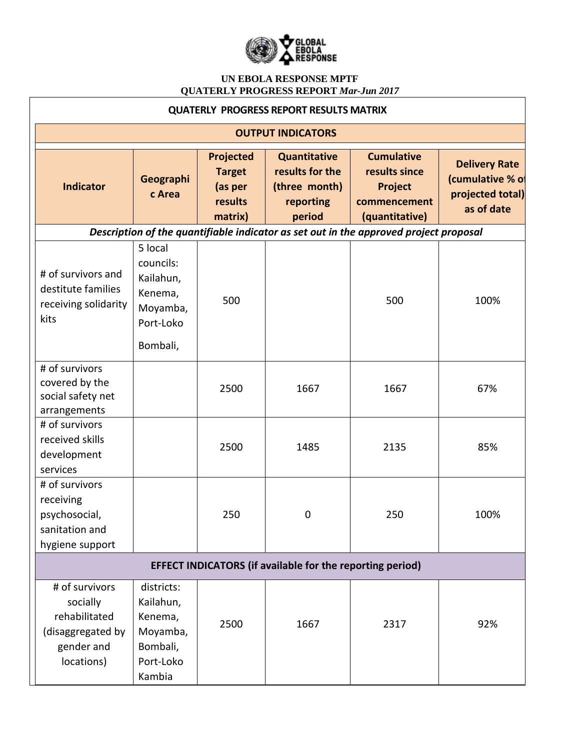**UN EBOLA RESPONSE MPTF**
**QUATERLY PROGRESS REPORT** ***Mar-Jun 2017***

| QUATERLY PROGRESS REPORT RESULTS MATRIX | | | | | |
|---|---|---|---|---|---|
| **OUTPUT INDICATORS** | | | | | |
| **Indicator** | **Geographic Area** | **Projected Target (as per results matrix)** | **Quantitative results for the (three month) reporting period** | **Cumulative results since Project commencement (quantitative)** | **Delivery Rate (cumulative % of projected total) as of date** |
| ***Description of the quantifiable indicator as set out in the approved project proposal*** | | | | | |
| # of survivors and destitute families receiving solidarity kits | 5 local councils: Kailahun, Kenema, Moyamba, Port-Loko Bombali, | 500 | | 500 | 100% |
| # of survivors covered by the social safety net arrangements | | 2500 | 1667 | 1667 | 67% |
| # of survivors received skills development services | | 2500 | 1485 | 2135 | 85% |
| # of survivors receiving psychosocial, sanitation and hygiene support | | 250 | 0 | 250 | 100% |
| **EFFECT INDICATORS (if available for the reporting period)** | | | | | |
| # of survivors socially rehabilitated (disaggregated by gender and locations) | districts: Kailahun, Kenema, Moyamba, Bombali, Port-Loko Kambia | 2500 | 1667 | 2317 | 92% |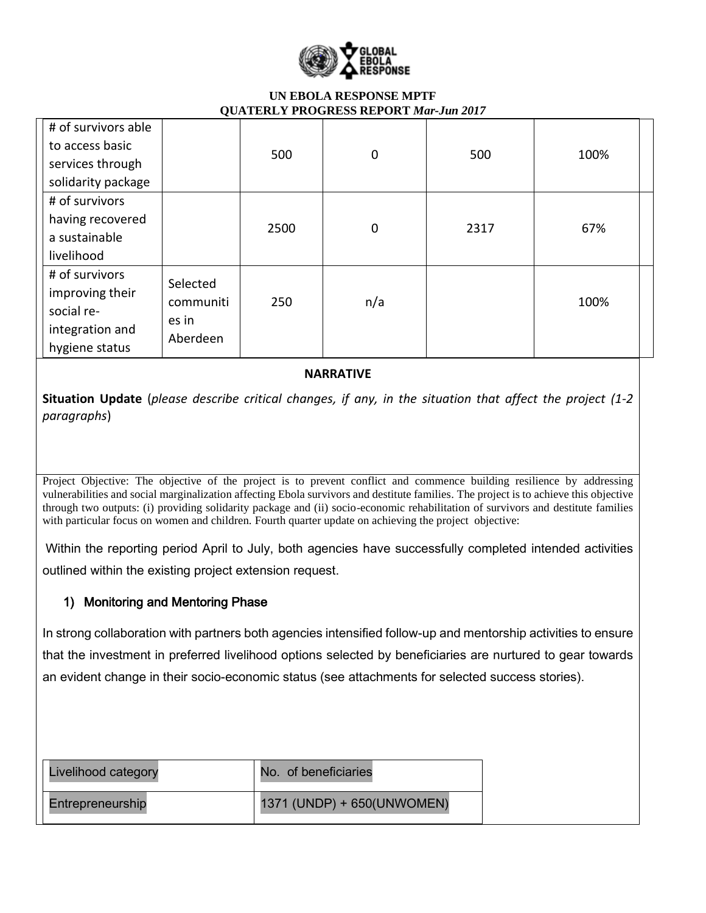| # of survivors able to access basic services through solidarity package | | 500 | 0 | 500 | 100% |
|---|---|---|---|---|---|
| # of survivors having recovered a sustainable livelihood | | 2500 | 0 | 2317 | 67% |
| # of survivors improving their social re-integration and hygiene status | Selected communities in Aberdeen | 250 | n/a | | 100% |

**NARRATIVE**

**Situation Update** (*please describe critical changes, if any, in the situation that affect the project (1-2 paragraphs*)

Project Objective: The objective of the project is to prevent conflict and commence building resilience by addressing vulnerabilities and social marginalization affecting Ebola survivors and destitute families. The project is to achieve this objective through two outputs: (i) providing solidarity package and (ii) socio-economic rehabilitation of survivors and destitute families with particular focus on women and children. Fourth quarter update on achieving the project objective:

Within the reporting period April to July, both agencies have successfully completed intended activities outlined within the existing project extension request.

1) Monitoring and Mentoring Phase

In strong collaboration with partners both agencies intensified follow-up and mentorship activities to ensure that the investment in preferred livelihood options selected by beneficiaries are nurtured to gear towards an evident change in their socio-economic status (see attachments for selected success stories).

| Livelihood category | No. of beneficiaries |
|---|---|
| Entrepreneurship | 1371 (UNDP) + 650(UNWOMEN) |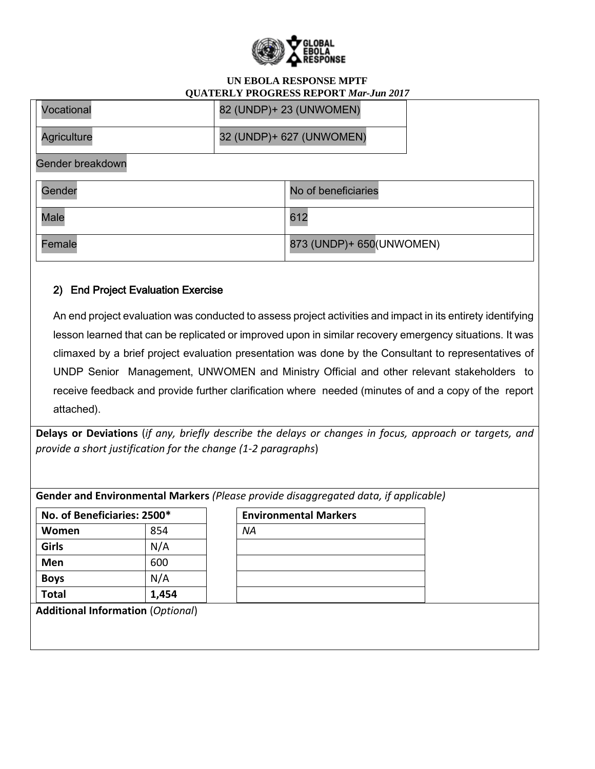| | |
|---|---|
| Vocational | 82 (UNDP)+ 23 (UNWOMEN) |
| Agriculture | 32 (UNDP)+ 627 (UNWOMEN) |

Gender breakdown

| Gender | No of beneficiaries |
|---|---|
| Male | 612 |
| Female | 873 (UNDP)+ 650(UNWOMEN) |

2) End Project Evaluation Exercise

An end project evaluation was conducted to assess project activities and impact in its entirety identifying lesson learned that can be replicated or improved upon in similar recovery emergency situations. It was climaxed by a brief project evaluation presentation was done by the Consultant to representatives of UNDP Senior Management, UNWOMEN and Ministry Official and other relevant stakeholders to receive feedback and provide further clarification where needed (minutes of and a copy of the report attached).

**Delays or Deviations** (*if any, briefly describe the delays or changes in focus, approach or targets, and provide a short justification for the change (1-2 paragraphs*)

**Gender and Environmental Markers** *(Please provide disaggregated data, if applicable)*

| No. of Beneficiaries: 2500* | |
|---|---|
| **Women** | 854 |
| **Girls** | N/A |
| **Men** | 600 |
| **Boys** | N/A |
| **Total** | **1,454** |

| Environmental Markers |
|---|
| *NA* |
| |
| |
| |
| |

**Additional Information** (*Optional*)